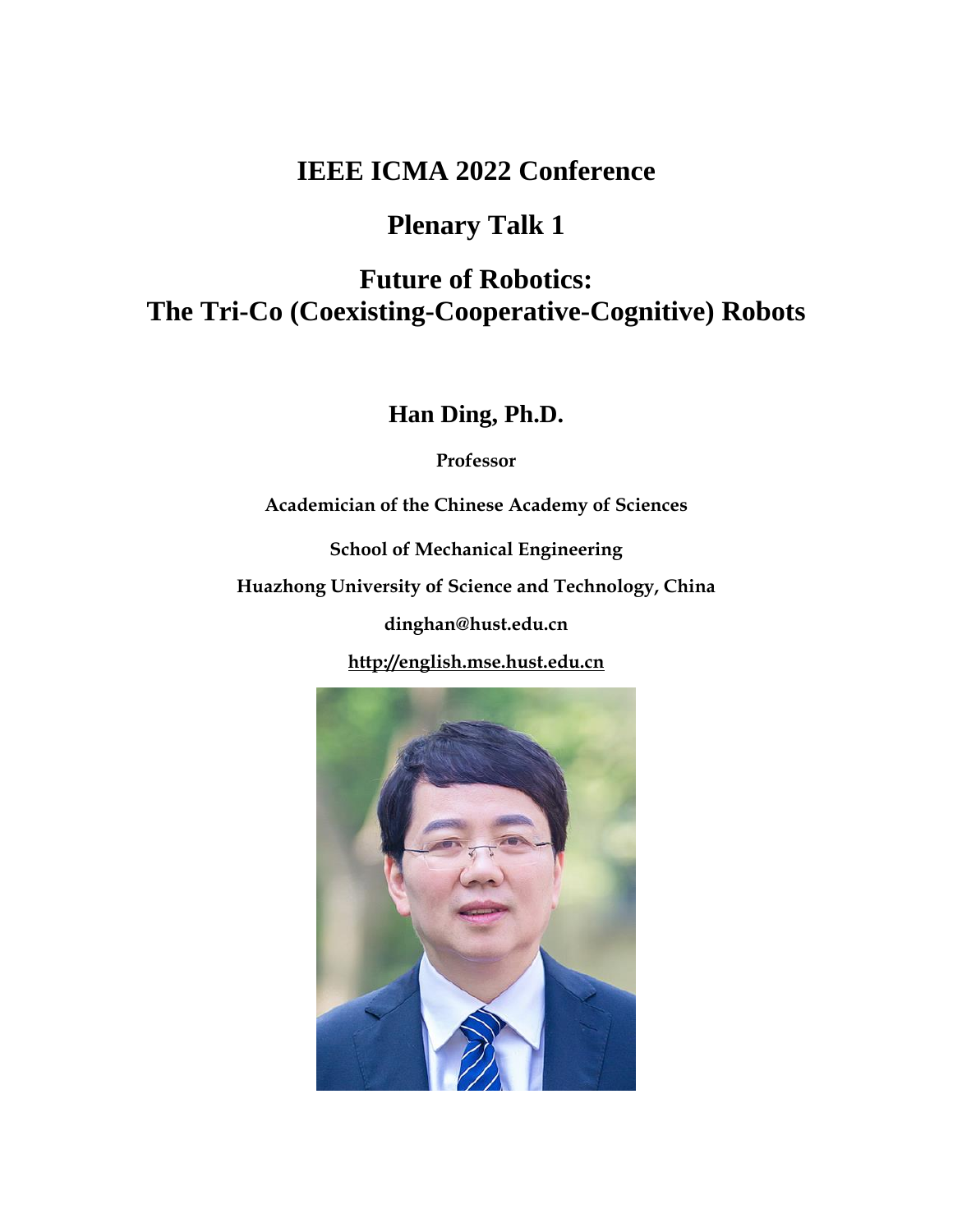# IEEE ICMA 2022 Conference

## Plenary Talk 1

## Future of Robotics: The Tri-Co (Coexisting-Cooperative-Cognitive) Robots

**Han Ding, Ph.D.**

**Professor**

**Academician of the Chinese Academy of Sciences**

**School of Mechanical Engineering**

**Huazhong University of Science and Technology, China**

**dinghan@hust.edu.cn**

**http://english.mse.hust.edu.cn**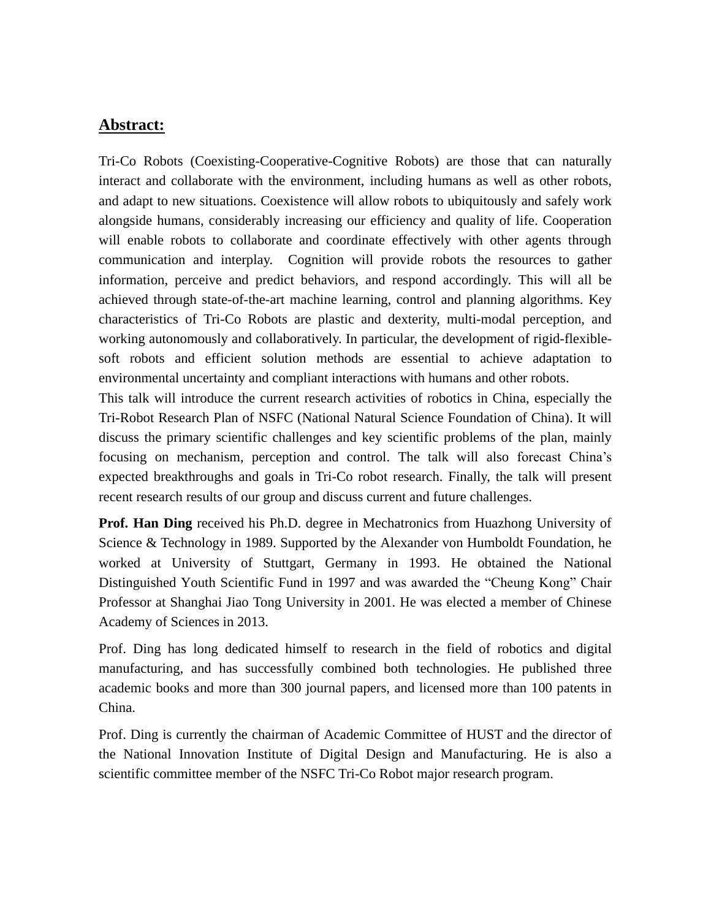## Abstract:

Tri-Co Robots (Coexisting-Cooperative-Cognitive Robots) are those that can naturally interact and collaborate with the environment, including humans as well as other robots, and adapt to new situations. Coexistence will allow robots to ubiquitously and safely work alongside humans, considerably increasing our efficiency and quality of life. Cooperation will enable robots to collaborate and coordinate effectively with other agents through communication and interplay. Cognition will provide robots the resources to gather information, perceive and predict behaviors, and respond accordingly. This will all be achieved through state-of-the-art machine learning, control and planning algorithms. Key characteristics of Tri-Co Robots are plastic and dexterity, multi-modal perception, and working autonomously and collaboratively. In particular, the development of rigid-flexible-soft robots and efficient solution methods are essential to achieve adaptation to environmental uncertainty and compliant interactions with humans and other robots.

This talk will introduce the current research activities of robotics in China, especially the Tri-Robot Research Plan of NSFC (National Natural Science Foundation of China). It will discuss the primary scientific challenges and key scientific problems of the plan, mainly focusing on mechanism, perception and control. The talk will also forecast China's expected breakthroughs and goals in Tri-Co robot research. Finally, the talk will present recent research results of our group and discuss current and future challenges.

**Prof. Han Ding** received his Ph.D. degree in Mechatronics from Huazhong University of Science & Technology in 1989. Supported by the Alexander von Humboldt Foundation, he worked at University of Stuttgart, Germany in 1993. He obtained the National Distinguished Youth Scientific Fund in 1997 and was awarded the "Cheung Kong" Chair Professor at Shanghai Jiao Tong University in 2001. He was elected a member of Chinese Academy of Sciences in 2013.

Prof. Ding has long dedicated himself to research in the field of robotics and digital manufacturing, and has successfully combined both technologies. He published three academic books and more than 300 journal papers, and licensed more than 100 patents in China.

Prof. Ding is currently the chairman of Academic Committee of HUST and the director of the National Innovation Institute of Digital Design and Manufacturing. He is also a scientific committee member of the NSFC Tri-Co Robot major research program.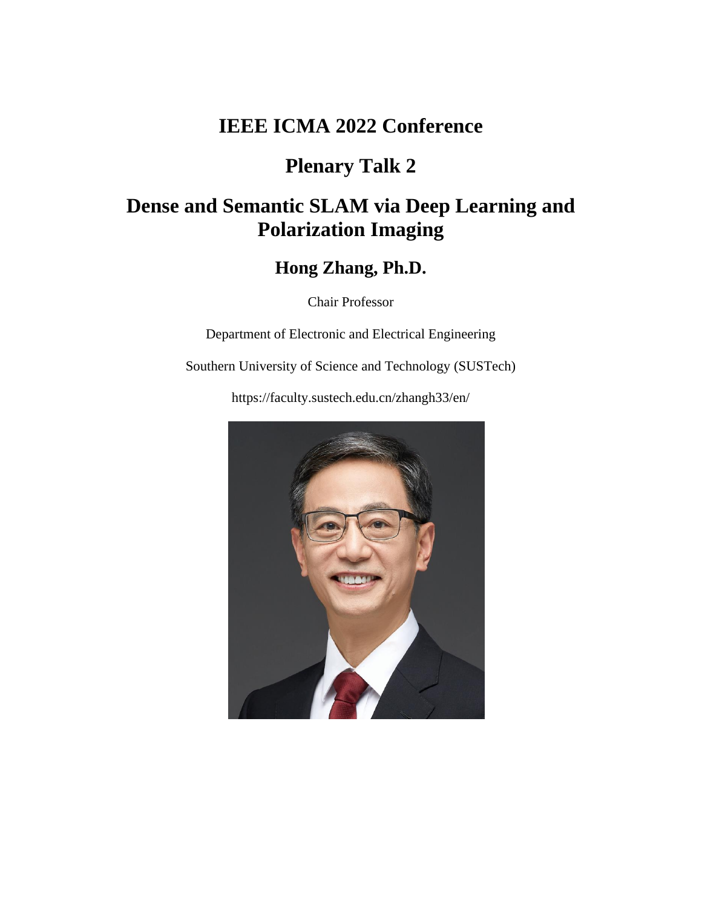# IEEE ICMA 2022 Conference

## Plenary Talk 2

## Dense and Semantic SLAM via Deep Learning and Polarization Imaging

### Hong Zhang, Ph.D.

Chair Professor

Department of Electronic and Electrical Engineering

Southern University of Science and Technology (SUSTech)

https://faculty.sustech.edu.cn/zhangh33/en/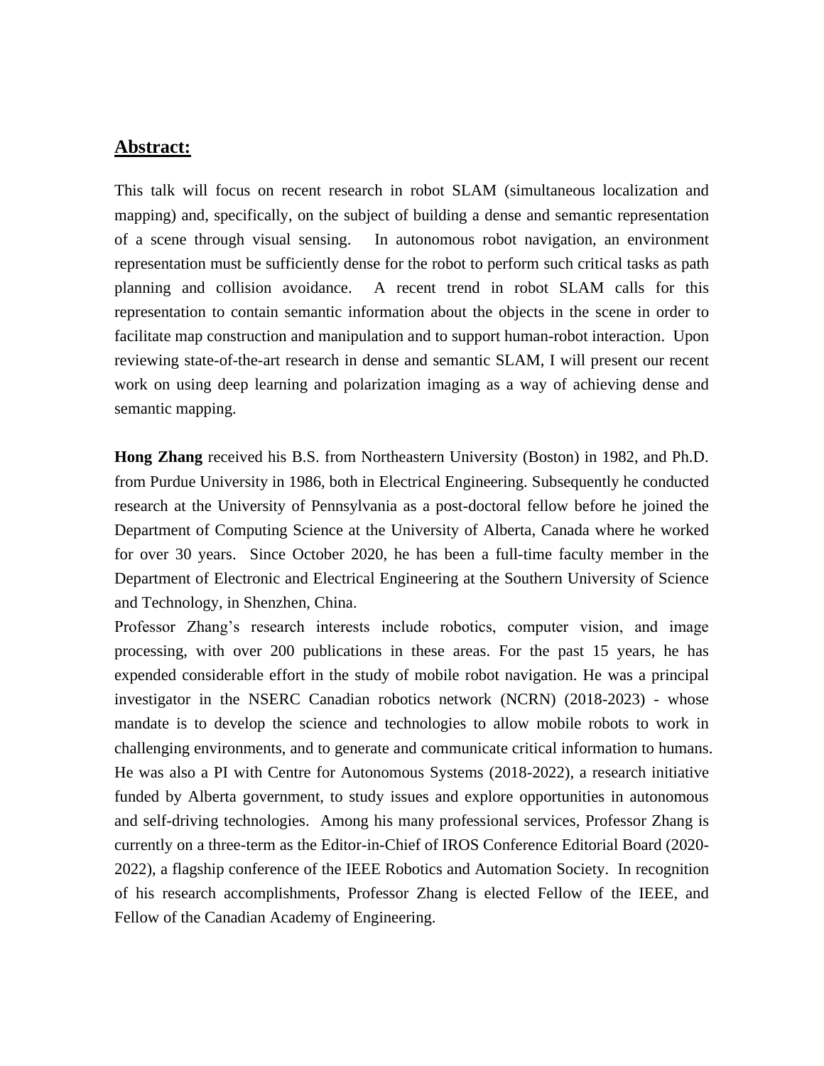## Abstract:

This talk will focus on recent research in robot SLAM (simultaneous localization and mapping) and, specifically, on the subject of building a dense and semantic representation of a scene through visual sensing. In autonomous robot navigation, an environment representation must be sufficiently dense for the robot to perform such critical tasks as path planning and collision avoidance. A recent trend in robot SLAM calls for this representation to contain semantic information about the objects in the scene in order to facilitate map construction and manipulation and to support human-robot interaction. Upon reviewing state-of-the-art research in dense and semantic SLAM, I will present our recent work on using deep learning and polarization imaging as a way of achieving dense and semantic mapping.

**Hong Zhang** received his B.S. from Northeastern University (Boston) in 1982, and Ph.D. from Purdue University in 1986, both in Electrical Engineering. Subsequently he conducted research at the University of Pennsylvania as a post-doctoral fellow before he joined the Department of Computing Science at the University of Alberta, Canada where he worked for over 30 years. Since October 2020, he has been a full-time faculty member in the Department of Electronic and Electrical Engineering at the Southern University of Science and Technology, in Shenzhen, China.

Professor Zhang's research interests include robotics, computer vision, and image processing, with over 200 publications in these areas. For the past 15 years, he has expended considerable effort in the study of mobile robot navigation. He was a principal investigator in the NSERC Canadian robotics network (NCRN) (2018-2023) - whose mandate is to develop the science and technologies to allow mobile robots to work in challenging environments, and to generate and communicate critical information to humans. He was also a PI with Centre for Autonomous Systems (2018-2022), a research initiative funded by Alberta government, to study issues and explore opportunities in autonomous and self-driving technologies. Among his many professional services, Professor Zhang is currently on a three-term as the Editor-in-Chief of IROS Conference Editorial Board (2020-2022), a flagship conference of the IEEE Robotics and Automation Society. In recognition of his research accomplishments, Professor Zhang is elected Fellow of the IEEE, and Fellow of the Canadian Academy of Engineering.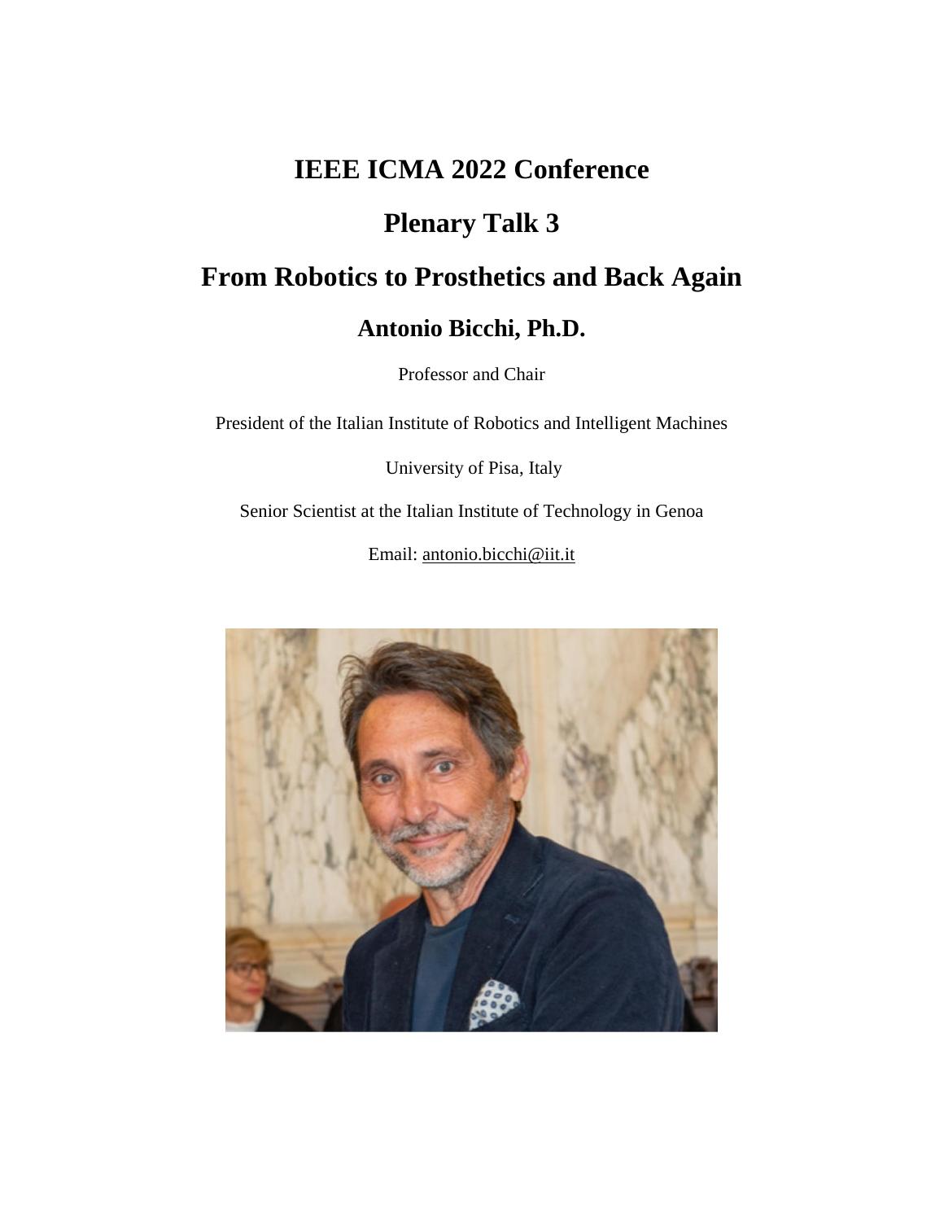# IEEE ICMA 2022 Conference

## Plenary Talk 3

## From Robotics to Prosthetics and Back Again

### Antonio Bicchi, Ph.D.

Professor and Chair

President of the Italian Institute of Robotics and Intelligent Machines

University of Pisa, Italy

Senior Scientist at the Italian Institute of Technology in Genoa

Email: antonio.bicchi@iit.it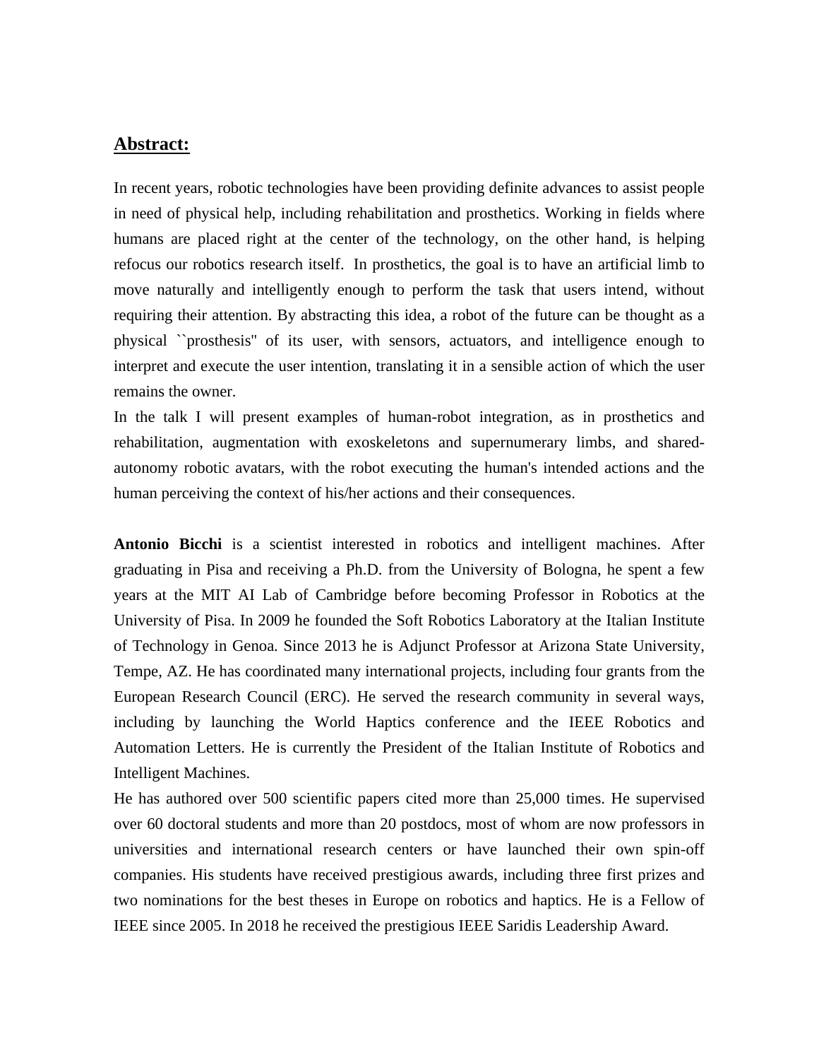## Abstract:

In recent years, robotic technologies have been providing definite advances to assist people in need of physical help, including rehabilitation and prosthetics. Working in fields where humans are placed right at the center of the technology, on the other hand, is helping refocus our robotics research itself. In prosthetics, the goal is to have an artificial limb to move naturally and intelligently enough to perform the task that users intend, without requiring their attention. By abstracting this idea, a robot of the future can be thought as a physical ``prosthesis'' of its user, with sensors, actuators, and intelligence enough to interpret and execute the user intention, translating it in a sensible action of which the user remains the owner.

In the talk I will present examples of human-robot integration, as in prosthetics and rehabilitation, augmentation with exoskeletons and supernumerary limbs, and shared-autonomy robotic avatars, with the robot executing the human's intended actions and the human perceiving the context of his/her actions and their consequences.

**Antonio Bicchi** is a scientist interested in robotics and intelligent machines. After graduating in Pisa and receiving a Ph.D. from the University of Bologna, he spent a few years at the MIT AI Lab of Cambridge before becoming Professor in Robotics at the University of Pisa. In 2009 he founded the Soft Robotics Laboratory at the Italian Institute of Technology in Genoa. Since 2013 he is Adjunct Professor at Arizona State University, Tempe, AZ. He has coordinated many international projects, including four grants from the European Research Council (ERC). He served the research community in several ways, including by launching the World Haptics conference and the IEEE Robotics and Automation Letters. He is currently the President of the Italian Institute of Robotics and Intelligent Machines.

He has authored over 500 scientific papers cited more than 25,000 times. He supervised over 60 doctoral students and more than 20 postdocs, most of whom are now professors in universities and international research centers or have launched their own spin-off companies. His students have received prestigious awards, including three first prizes and two nominations for the best theses in Europe on robotics and haptics. He is a Fellow of IEEE since 2005. In 2018 he received the prestigious IEEE Saridis Leadership Award.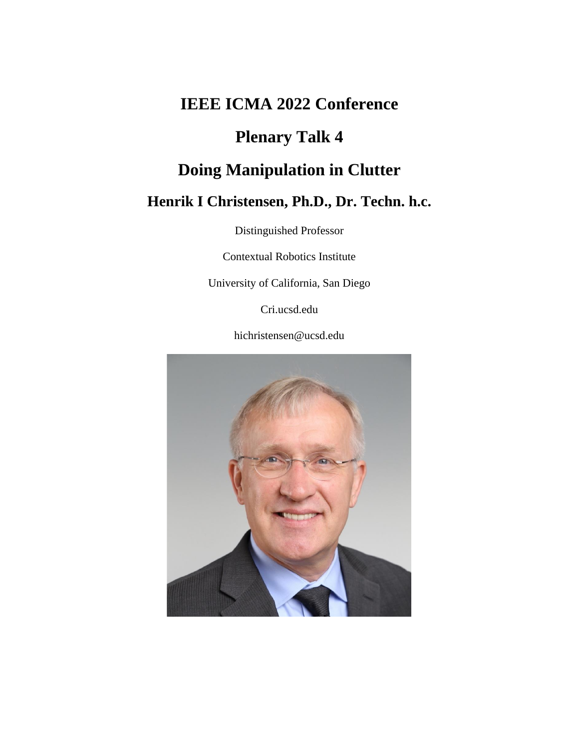# IEEE ICMA 2022 Conference

# Plenary Talk 4

# Doing Manipulation in Clutter

## Henrik I Christensen, Ph.D., Dr. Techn. h.c.

Distinguished Professor

Contextual Robotics Institute

University of California, San Diego

Cri.ucsd.edu

hichristensen@ucsd.edu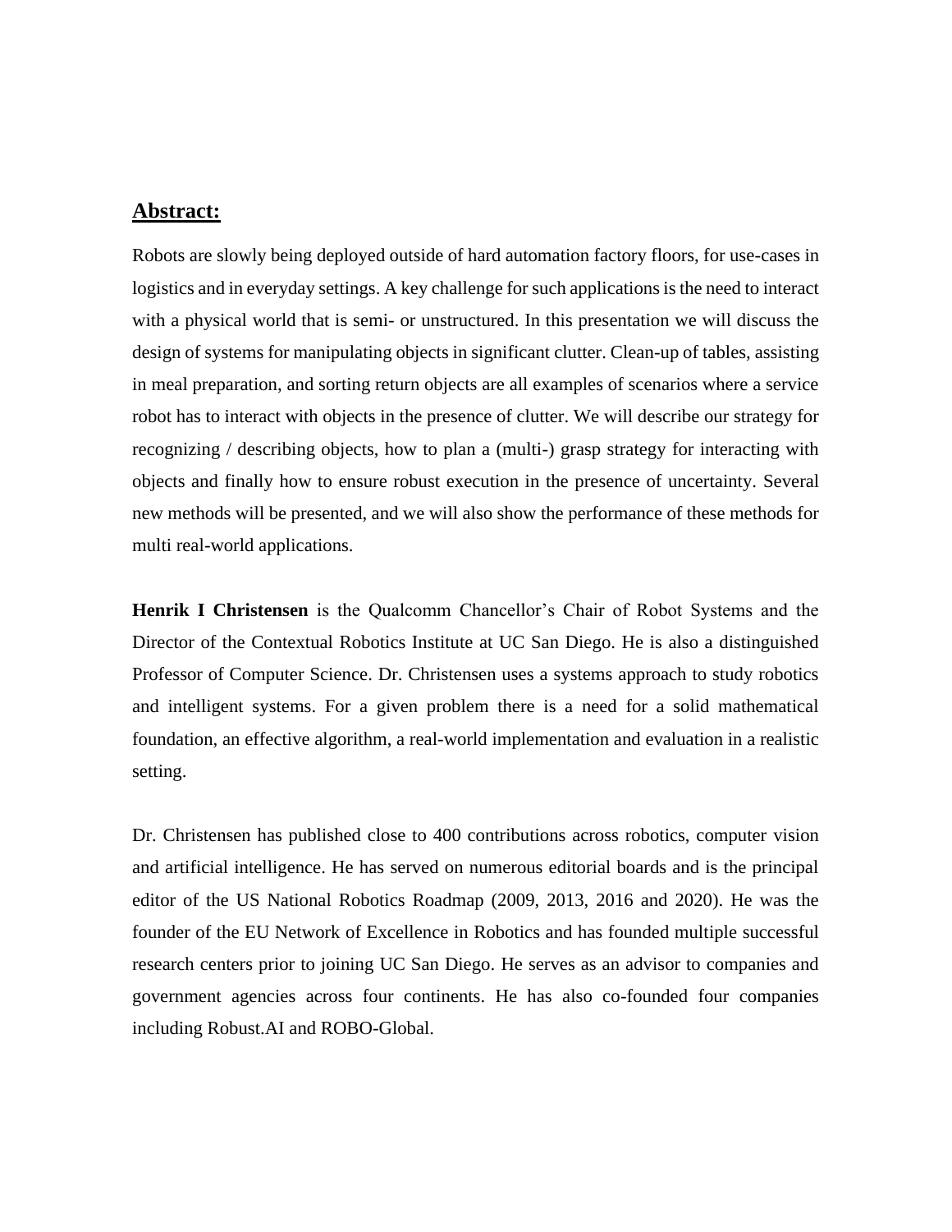## Abstract:

Robots are slowly being deployed outside of hard automation factory floors, for use-cases in logistics and in everyday settings. A key challenge for such applications is the need to interact with a physical world that is semi- or unstructured. In this presentation we will discuss the design of systems for manipulating objects in significant clutter. Clean-up of tables, assisting in meal preparation, and sorting return objects are all examples of scenarios where a service robot has to interact with objects in the presence of clutter. We will describe our strategy for recognizing / describing objects, how to plan a (multi-) grasp strategy for interacting with objects and finally how to ensure robust execution in the presence of uncertainty. Several new methods will be presented, and we will also show the performance of these methods for multi real-world applications.

**Henrik I Christensen** is the Qualcomm Chancellor's Chair of Robot Systems and the Director of the Contextual Robotics Institute at UC San Diego. He is also a distinguished Professor of Computer Science. Dr. Christensen uses a systems approach to study robotics and intelligent systems. For a given problem there is a need for a solid mathematical foundation, an effective algorithm, a real-world implementation and evaluation in a realistic setting.

Dr. Christensen has published close to 400 contributions across robotics, computer vision and artificial intelligence. He has served on numerous editorial boards and is the principal editor of the US National Robotics Roadmap (2009, 2013, 2016 and 2020). He was the founder of the EU Network of Excellence in Robotics and has founded multiple successful research centers prior to joining UC San Diego. He serves as an advisor to companies and government agencies across four continents. He has also co-founded four companies including Robust.AI and ROBO-Global.